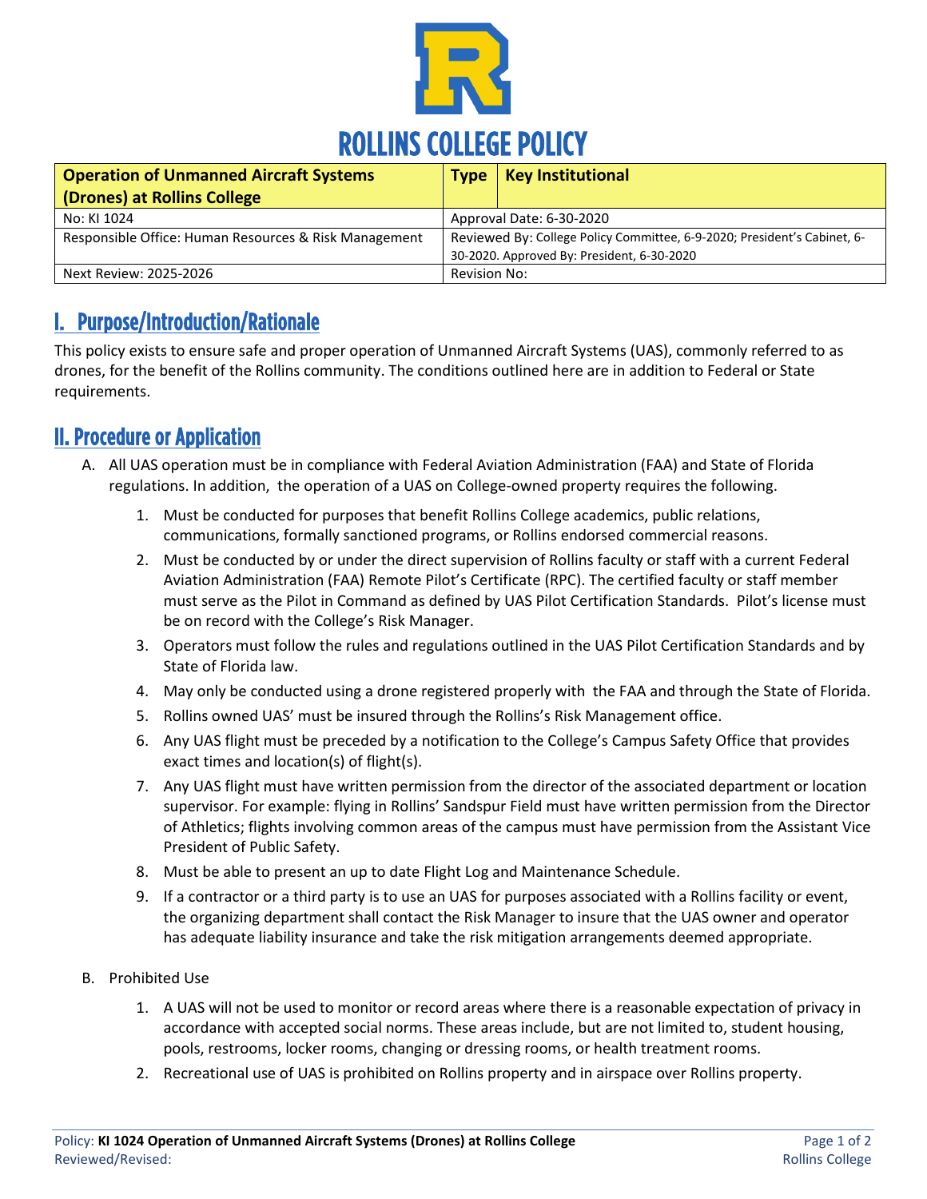# ROLLINS COLLEGE POLICY

| **Operation of Unmanned Aircraft Systems (Drones) at Rollins College** | **Type** | **Key Institutional** |
|---|---|---|
| No: KI 1024 | Approval Date: 6-30-2020 | |
| Responsible Office: Human Resources & Risk Management | Reviewed By: College Policy Committee, 6-9-2020; President's Cabinet, 6-30-2020. Approved By: President, 6-30-2020 | |
| Next Review: 2025-2026 | Revision No: | |

## I. Purpose/Introduction/Rationale

This policy exists to ensure safe and proper operation of Unmanned Aircraft Systems (UAS), commonly referred to as drones, for the benefit of the Rollins community. The conditions outlined here are in addition to Federal or State requirements.

## II. Procedure or Application

A. All UAS operation must be in compliance with Federal Aviation Administration (FAA) and State of Florida regulations. In addition, the operation of a UAS on College-owned property requires the following.

1. Must be conducted for purposes that benefit Rollins College academics, public relations, communications, formally sanctioned programs, or Rollins endorsed commercial reasons.
2. Must be conducted by or under the direct supervision of Rollins faculty or staff with a current Federal Aviation Administration (FAA) Remote Pilot's Certificate (RPC). The certified faculty or staff member must serve as the Pilot in Command as defined by UAS Pilot Certification Standards. Pilot's license must be on record with the College's Risk Manager.
3. Operators must follow the rules and regulations outlined in the UAS Pilot Certification Standards and by State of Florida law.
4. May only be conducted using a drone registered properly with the FAA and through the State of Florida.
5. Rollins owned UAS' must be insured through the Rollins's Risk Management office.
6. Any UAS flight must be preceded by a notification to the College's Campus Safety Office that provides exact times and location(s) of flight(s).
7. Any UAS flight must have written permission from the director of the associated department or location supervisor. For example: flying in Rollins' Sandspur Field must have written permission from the Director of Athletics; flights involving common areas of the campus must have permission from the Assistant Vice President of Public Safety.
8. Must be able to present an up to date Flight Log and Maintenance Schedule.
9. If a contractor or a third party is to use an UAS for purposes associated with a Rollins facility or event, the organizing department shall contact the Risk Manager to insure that the UAS owner and operator has adequate liability insurance and take the risk mitigation arrangements deemed appropriate.

B. Prohibited Use

1. A UAS will not be used to monitor or record areas where there is a reasonable expectation of privacy in accordance with accepted social norms. These areas include, but are not limited to, student housing, pools, restrooms, locker rooms, changing or dressing rooms, or health treatment rooms.
2. Recreational use of UAS is prohibited on Rollins property and in airspace over Rollins property.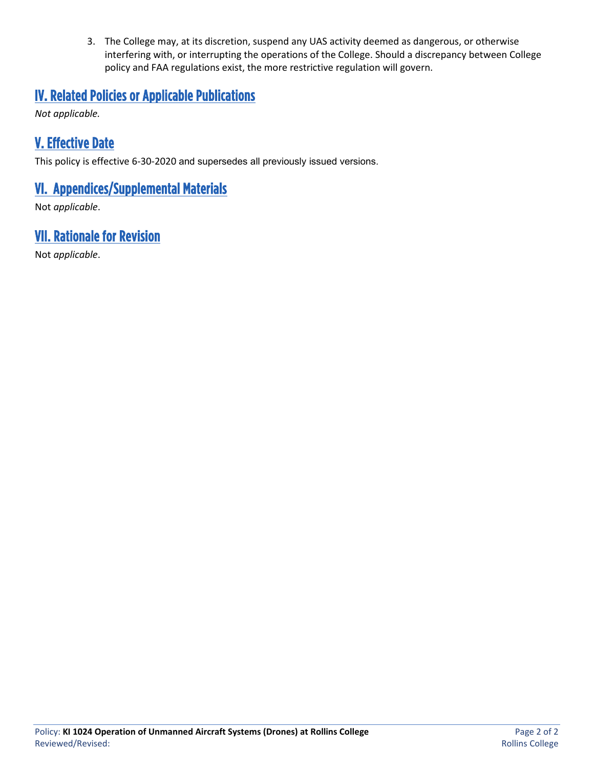3. The College may, at its discretion, suspend any UAS activity deemed as dangerous, or otherwise interfering with, or interrupting the operations of the College. Should a discrepancy between College policy and FAA regulations exist, the more restrictive regulation will govern.

## IV. Related Policies or Applicable Publications

*Not applicable.*

## V. Effective Date

This policy is effective 6-30-2020 and supersedes all previously issued versions.

## VI. Appendices/Supplemental Materials

Not *applicable*.

## VII. Rationale for Revision

Not *applicable*.